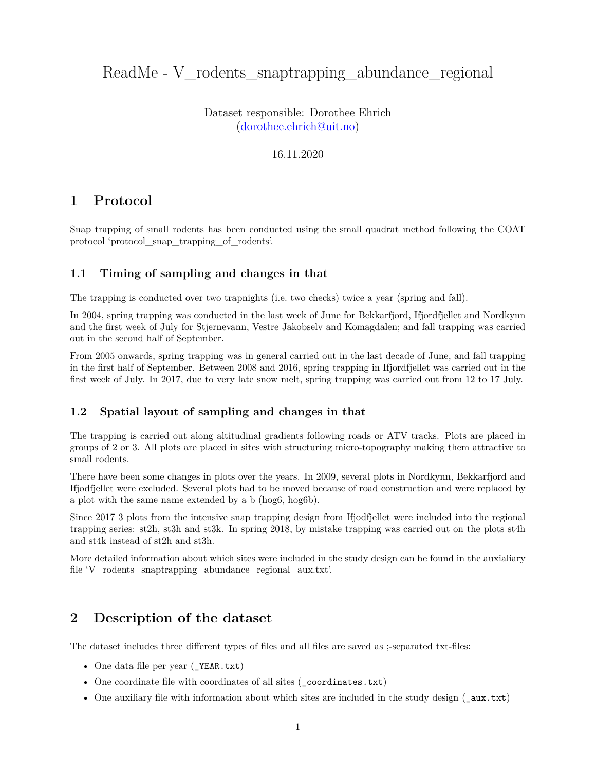# ReadMe - V_rodents_snaptrapping_abundance_regional

Dataset responsible: Dorothee Ehrich
(dorothee.ehrich@uit.no)

16.11.2020

## 1 Protocol

Snap trapping of small rodents has been conducted using the small quadrat method following the COAT protocol 'protocol_snap_trapping_of_rodents'.

### 1.1 Timing of sampling and changes in that

The trapping is conducted over two trapnights (i.e. two checks) twice a year (spring and fall).

In 2004, spring trapping was conducted in the last week of June for Bekkarfjord, Ifjordfjellet and Nordkynn and the first week of July for Stjernevann, Vestre Jakobselv and Komagdalen; and fall trapping was carried out in the second half of September.

From 2005 onwards, spring trapping was in general carried out in the last decade of June, and fall trapping in the first half of September. Between 2008 and 2016, spring trapping in Ifjordfjellet was carried out in the first week of July. In 2017, due to very late snow melt, spring trapping was carried out from 12 to 17 July.

### 1.2 Spatial layout of sampling and changes in that

The trapping is carried out along altitudinal gradients following roads or ATV tracks. Plots are placed in groups of 2 or 3. All plots are placed in sites with structuring micro-topography making them attractive to small rodents.

There have been some changes in plots over the years. In 2009, several plots in Nordkynn, Bekkarfjord and Ifjodfjellet were excluded. Several plots had to be moved because of road construction and were replaced by a plot with the same name extended by a b (hog6, hog6b).

Since 2017 3 plots from the intensive snap trapping design from Ifjodfjellet were included into the regional trapping series: st2h, st3h and st3k. In spring 2018, by mistake trapping was carried out on the plots st4h and st4k instead of st2h and st3h.

More detailed information about which sites were included in the study design can be found in the auxiliary file 'V_rodents_snaptrapping_abundance_regional_aux.txt'.

## 2 Description of the dataset

The dataset includes three different types of files and all files are saved as ;-separated txt-files:

- One data file per year (`_YEAR.txt`)
- One coordinate file with coordinates of all sites (`_coordinates.txt`)
- One auxiliary file with information about which sites are included in the study design (`_aux.txt`)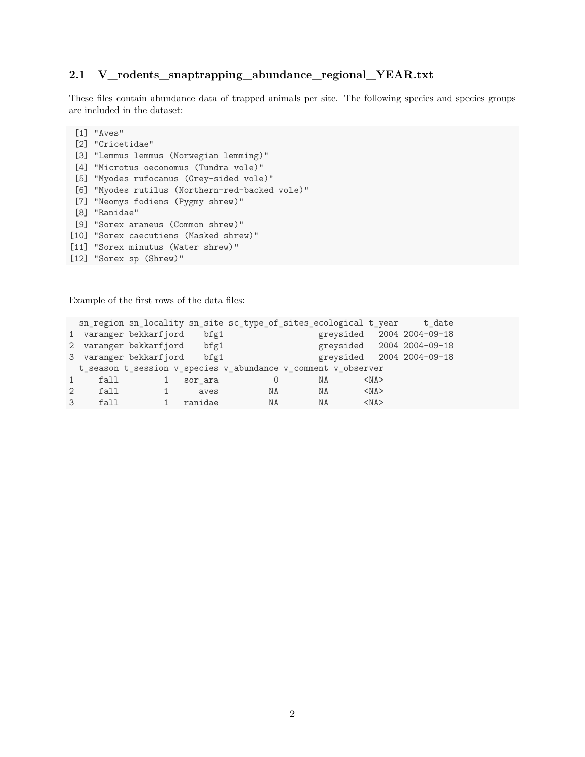## 2.1 V_rodents_snaptrapping_abundance_regional_YEAR.txt

These files contain abundance data of trapped animals per site. The following species and species groups are included in the dataset:

```
 [1] "Aves"
 [2] "Cricetidae"
 [3] "Lemmus lemmus (Norwegian lemming)"
 [4] "Microtus oeconomus (Tundra vole)"
 [5] "Myodes rufocanus (Grey-sided vole)"
 [6] "Myodes rutilus (Northern-red-backed vole)"
 [7] "Neomys fodiens (Pygmy shrew)"
 [8] "Ranidae"
 [9] "Sorex araneus (Common shrew)"
[10] "Sorex caecutiens (Masked shrew)"
[11] "Sorex minutus (Water shrew)"
[12] "Sorex sp (Shrew)"
```

Example of the first rows of the data files:

```
  sn_region sn_locality sn_site sc_type_of_sites_ecological t_year     t_date
1  varanger bekkarfjord    bfg1                   greysided   2004 2004-09-18
2  varanger bekkarfjord    bfg1                   greysided   2004 2004-09-18
3  varanger bekkarfjord    bfg1                   greysided   2004 2004-09-18
  t_season t_session v_species v_abundance v_comment v_observer
1     fall         1   sor_ara           0        NA       <NA>
2     fall         1      aves          NA        NA       <NA>
3     fall         1   ranidae          NA        NA       <NA>
```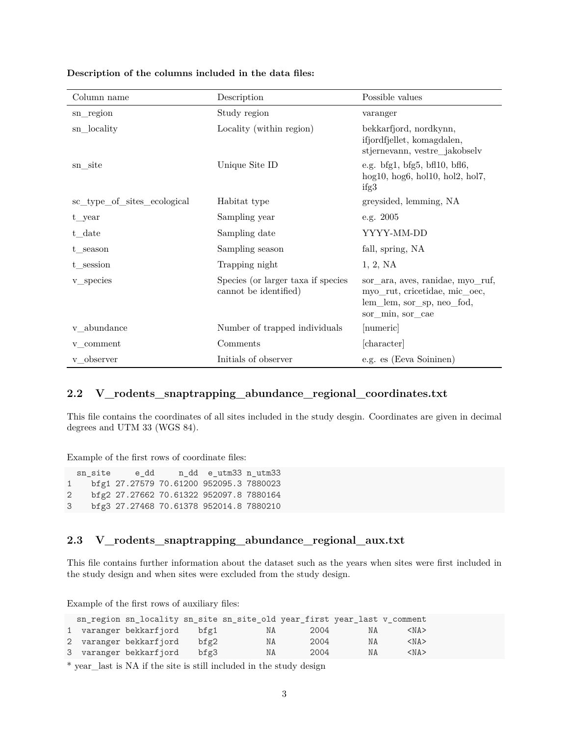**Description of the columns included in the data files:**

| Column name | Description | Possible values |
|---|---|---|
| sn_region | Study region | varanger |
| sn_locality | Locality (within region) | bekkarfjord, nordkynn, ifjordfjellet, komagdalen, stjernevann, vestre_jakobselv |
| sn_site | Unique Site ID | e.g. bfg1, bfg5, bfl10, bfl6, hog10, hog6, hol10, hol2, hol7, ifg3 |
| sc_type_of_sites_ecological | Habitat type | greysided, lemming, NA |
| t_year | Sampling year | e.g. 2005 |
| t_date | Sampling date | YYYY-MM-DD |
| t_season | Sampling season | fall, spring, NA |
| t_session | Trapping night | 1, 2, NA |
| v_species | Species (or larger taxa if species cannot be identified) | sor_ara, aves, ranidae, myo_ruf, myo_rut, cricetidae, mic_oec, lem_lem, sor_sp, neo_fod, sor_min, sor_cae |
| v_abundance | Number of trapped individuals | [numeric] |
| v_comment | Comments | [character] |
| v_observer | Initials of observer | e.g. es (Eeva Soininen) |

### 2.2 V_rodents_snaptrapping_abundance_regional_coordinates.txt

This file contains the coordinates of all sites included in the study desgin. Coordinates are given in decimal degrees and UTM 33 (WGS 84).

Example of the first rows of coordinate files:

```
  sn_site     e_dd     n_dd  e_utm33 n_utm33
1    bfg1 27.27579 70.61200 952095.3 7880023
2    bfg2 27.27662 70.61322 952097.8 7880164
3    bfg3 27.27468 70.61378 952014.8 7880210
```

### 2.3 V_rodents_snaptrapping_abundance_regional_aux.txt

This file contains further information about the dataset such as the years when sites were first included in the study design and when sites were excluded from the study design.

Example of the first rows of auxiliary files:

```
  sn_region sn_locality sn_site sn_site_old year_first year_last v_comment
1  varanger bekkarfjord    bfg1          NA       2004        NA      <NA>
2  varanger bekkarfjord    bfg2          NA       2004        NA      <NA>
3  varanger bekkarfjord    bfg3          NA       2004        NA      <NA>
```

* year_last is NA if the site is still included in the study design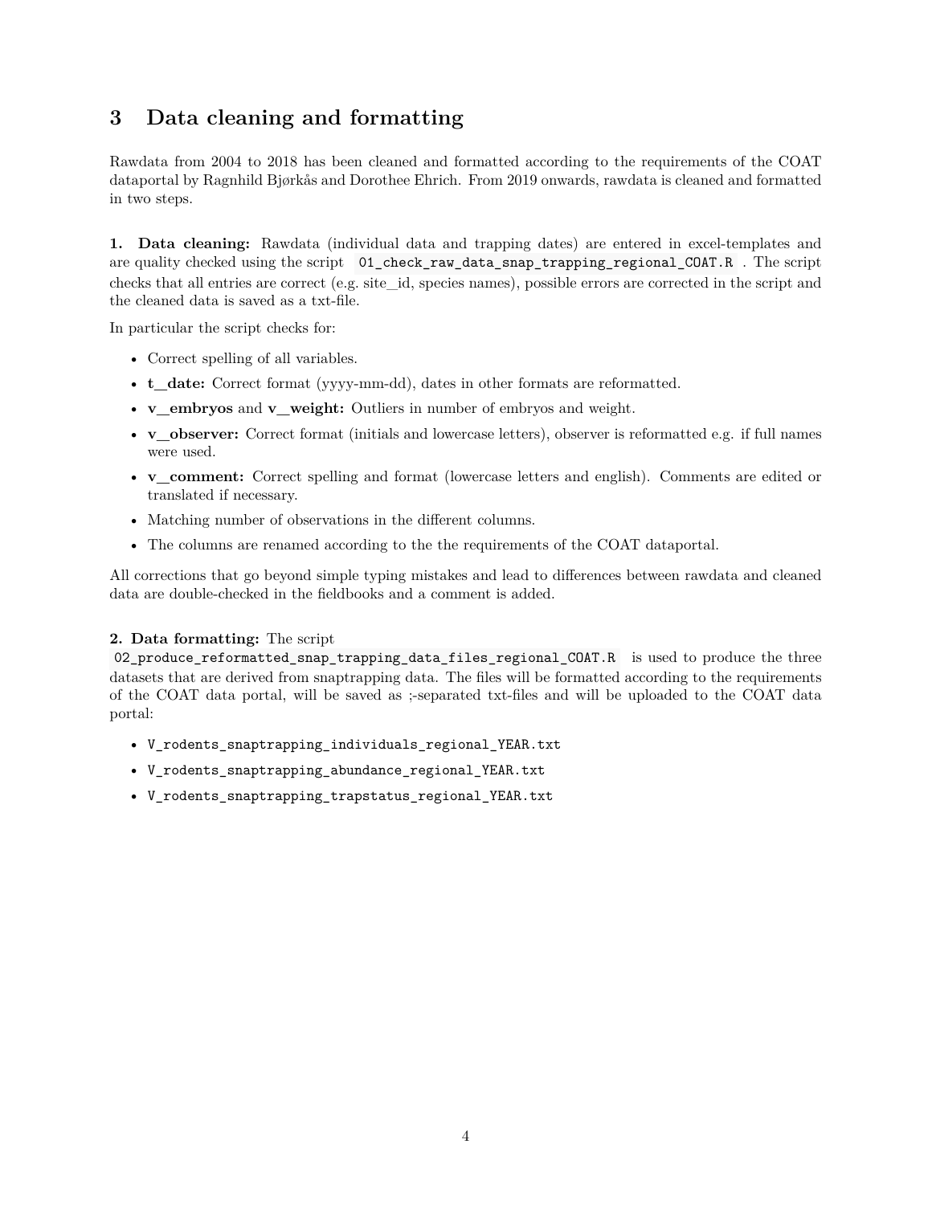## 3 Data cleaning and formatting

Rawdata from 2004 to 2018 has been cleaned and formatted according to the requirements of the COAT dataportal by Ragnhild Bjørkås and Dorothee Ehrich. From 2019 onwards, rawdata is cleaned and formatted in two steps.

**1. Data cleaning:** Rawdata (individual data and trapping dates) are entered in excel-templates and are quality checked using the script `01_check_raw_data_snap_trapping_regional_COAT.R`. The script checks that all entries are correct (e.g. site_id, species names), possible errors are corrected in the script and the cleaned data is saved as a txt-file.

In particular the script checks for:

- Correct spelling of all variables.
- **t__date:** Correct format (yyyy-mm-dd), dates in other formats are reformatted.
- **v__embryos** and **v__weight:** Outliers in number of embryos and weight.
- **v__observer:** Correct format (initials and lowercase letters), observer is reformatted e.g. if full names were used.
- **v__comment:** Correct spelling and format (lowercase letters and english). Comments are edited or translated if necessary.
- Matching number of observations in the different columns.
- The columns are renamed according to the the requirements of the COAT dataportal.

All corrections that go beyond simple typing mistakes and lead to differences between rawdata and cleaned data are double-checked in the fieldbooks and a comment is added.

**2. Data formatting:** The script `02_produce_reformatted_snap_trapping_data_files_regional_COAT.R` is used to produce the three datasets that are derived from snaptrapping data. The files will be formatted according to the requirements of the COAT data portal, will be saved as ;-separated txt-files and will be uploaded to the COAT data portal:

- `V_rodents_snaptrapping_individuals_regional_YEAR.txt`
- `V_rodents_snaptrapping_abundance_regional_YEAR.txt`
- `V_rodents_snaptrapping_trapstatus_regional_YEAR.txt`